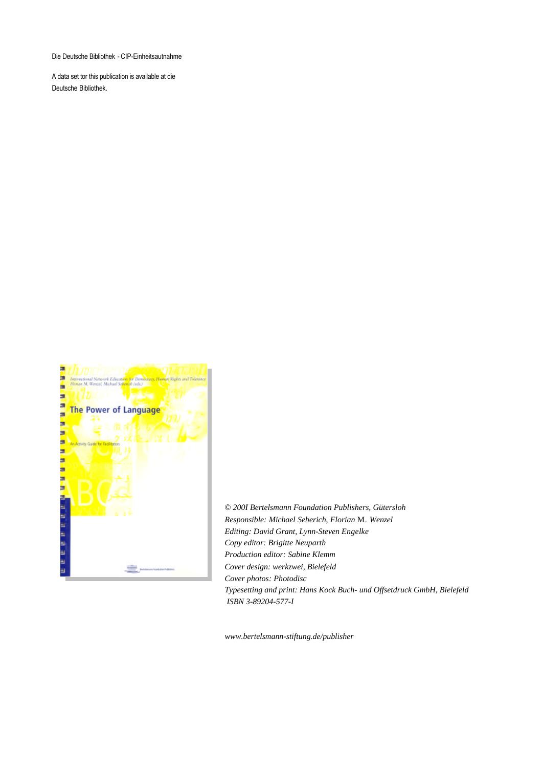Die Deutsche Bibliothek - CIP-Einheitsautnahme

A data set tor this publication is available at die Deutsche Bibliothek.

*© 200I Bertelsmann Foundation Publishers, Gütersloh*
*Responsible: Michael Seberich, Florian M. Wenzel*
*Editing: David Grant, Lynn-Steven Engelke*
*Copy editor: Brigitte Neuparth*
*Production editor: Sabine Klemm*
*Cover design: werkzwei, Bielefeld*
*Cover photos: Photodisc*
*Typesetting and print: Hans Kock Buch- und Offsetdruck GmbH, Bielefeld*
*ISBN 3-89204-577-I*

*www.bertelsmann-stiftung.de/publisher*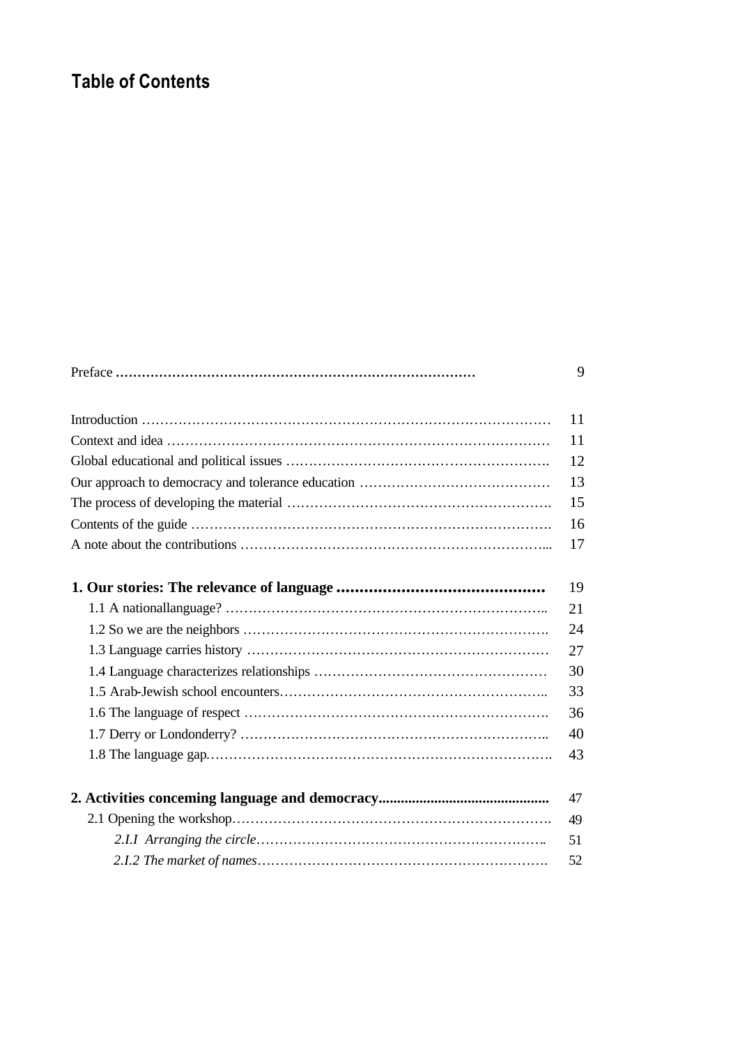# Table of Contents

| | |
|---|---|
| Preface | 9 |
| | |
| Introduction | 11 |
| Context and idea | 11 |
| Global educational and political issues | 12 |
| Our approach to democracy and tolerance education | 13 |
| The process of developing the material | 15 |
| Contents of the guide | 16 |
| A note about the contributions | 17 |
| | |
| **1. Our stories: The relevance of language** | **19** |
| 1.1 A nationallanguage? | 21 |
| 1.2 So we are the neighbors | 24 |
| 1.3 Language carries history | 27 |
| 1.4 Language characterizes relationships | 30 |
| 1.5 Arab-Jewish school encounters | 33 |
| 1.6 The language of respect | 36 |
| 1.7 Derry or Londonderry? | 40 |
| 1.8 The language gap | 43 |
| | |
| **2. Activities conceming language and democracy** | **47** |
| 2.1 Opening the workshop | 49 |
| *2.I.I Arranging the circle* | 51 |
| *2.I.2 The market of names* | 52 |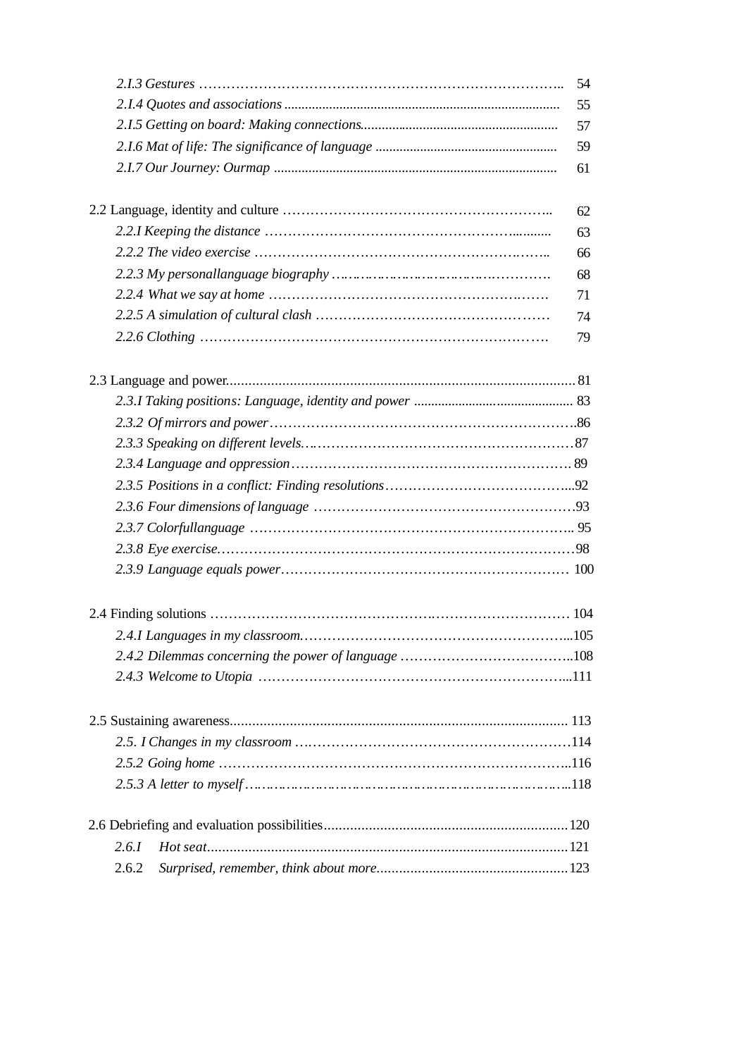*2.I.3 Gestures* …………………………………………………………………….. 54
*2.I.4 Quotes and associations* ................................................................................ 55
*2.I.5 Getting on board: Making connections*......................................................... 57
*2.I.6 Mat of life: The significance of language* .................................................... 59
*2.I.7 Our Journey: Ourmap* .................................................................................. 61

2.2 Language, identity and culture ………………………………………………….. 62
*2.2.I Keeping the distance* ………………………………………………........... 63
*2.2.2 The video exercise* ……………………………………………………….. 66
*2.2.3 My personallanguage biography* …………………………………………. 68
*2.2.4 What we say at home* ……………………………………………………. 71
*2.2.5 A simulation of cultural clash* …………………………………………… 74
*2.2.6 Clothing* ………………………………………………………………. 79

2.3 Language and power.............................................................................................. 81
*2.3.I Taking positions: Language, identity and power* ............................................ 83
*2.3.2 Of mirrors and power*………………………………………………………….86
*2.3.3 Speaking on different levels*……………………………………………………87
*2.3.4 Language and oppression*……………………………………………………. 89
*2.3.5 Positions in a conflict: Finding resolutions*…………………………………...92
*2.3.6 Four dimensions of language* …………………………………………………93
*2.3.7 Colorfullanguage* …………………………………………………………….. 95
*2.3.8 Eye exercise*……………………………………………………………………98
*2.3.9 Language equals power*……………………………………………………… 100

2.4 Finding solutions …………………………………………………………………… 104
*2.4.I Languages in my classroom*…………………………………………………...105
*2.4.2 Dilemmas concerning the power of language* ………………………………..108
*2.4.3 Welcome to Utopia* …………………………………………………………...111

2.5 Sustaining awareness.......................................................................................... 113
*2.5. I Changes in my classroom* ……………………………………………………114
*2.5.2 Going home* …………………………………………………………………...116
*2.5.3 A letter to myself* ……………………………………………………………...118

2.6 Debriefing and evaluation possibilities.................................................................120
2.6.I *Hot seat*................................................................................................121
2.6.2 *Surprised, remember, think about more*...................................................123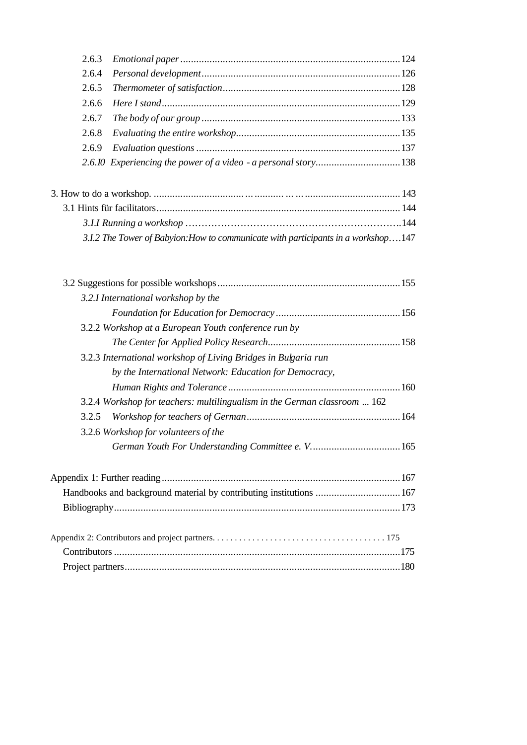2.6.3 *Emotional paper* ........ 124
2.6.4 *Personal development* ........ 126
2.6.5 *Thermometer of satisfaction* ........ 128
2.6.6 *Here I stand* ........ 129
2.6.7 *The body of our group* ........ 133
2.6.8 *Evaluating the entire workshop* ........ 135
2.6.9 *Evaluation questions* ........ 137
*2.6.I0 Experiencing the power of a video - a personal story* ........ 138

3. How to do a workshop. ........ 143
3.1 Hints für facilitators ........ 144
*3.I.I Running a workshop* ........ 144
*3.I.2 The Tower of Babyion:How to communicate with participants in a workshop* ........ 147

3.2 Suggestions for possible workshops ........ 155
*3.2.I International workshop by the Foundation for Education for Democracy* ........ 156
3.2.2 *Workshop at a European Youth conference run by The Center for Applied Policy Research* ........ 158
3.2.3 *International workshop of Living Bridges in Bulgaria run by the International Network: Education for Democracy, Human Rights and Tolerance* ........ 160
3.2.4 *Workshop for teachers: multilingualism in the German classroom* ... 162
3.2.5 *Workshop for teachers of German* ........ 164
3.2.6 *Workshop for volunteers of the German Youth For Understanding Committee e. V.* ........ 165

Appendix 1: Further reading ........ 167
Handbooks and background material by contributing institutions ........ 167
Bibliography ........ 173

Appendix 2: Contributors and project partners ........ 175
Contributors ........ 175
Project partners ........ 180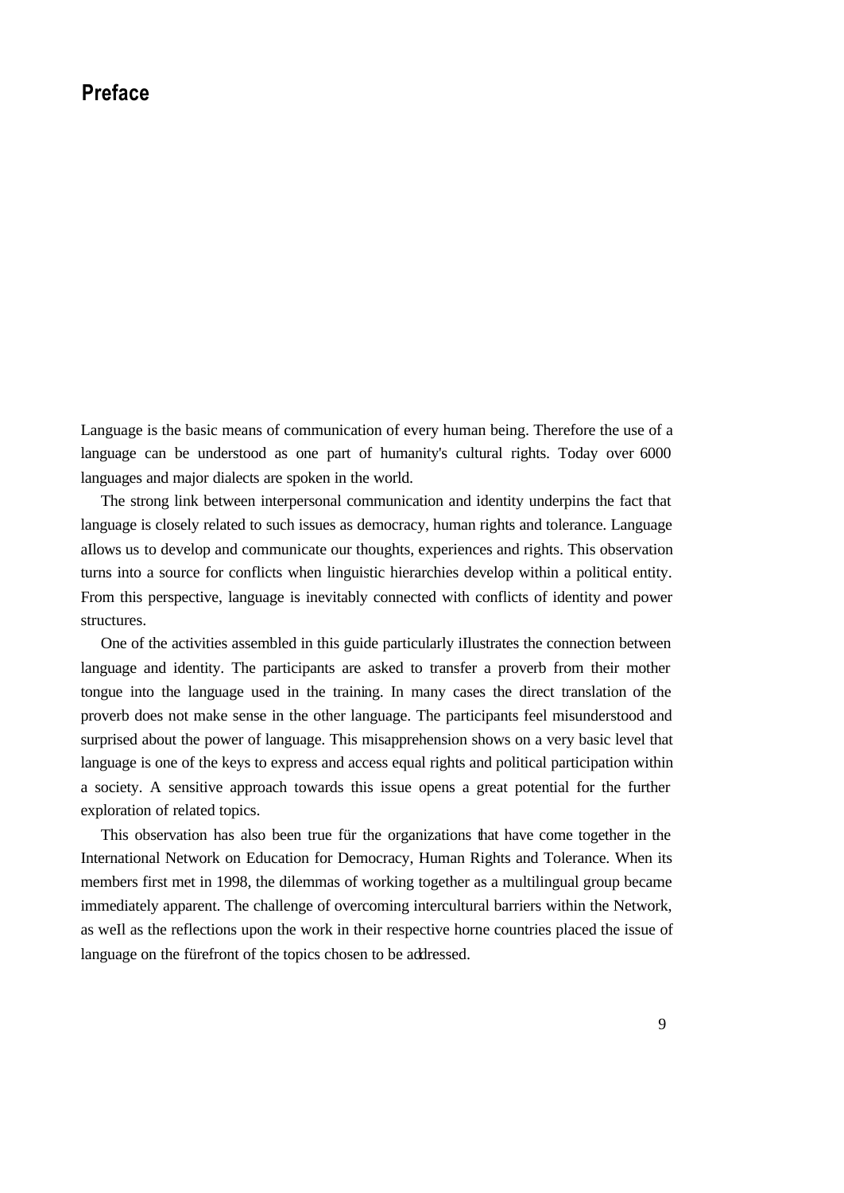## Preface

Language is the basic means of communication of every human being. Therefore the use of a language can be understood as one part of humanity's cultural rights. Today over 6000 languages and major dialects are spoken in the world.

The strong link between interpersonal communication and identity underpins the fact that language is closely related to such issues as democracy, human rights and tolerance. Language aIlows us to develop and communicate our thoughts, experiences and rights. This observation turns into a source for conflicts when linguistic hierarchies develop within a political entity. From this perspective, language is inevitably connected with conflicts of identity and power structures.

One of the activities assembled in this guide particularly iIlustrates the connection between language and identity. The participants are asked to transfer a proverb from their mother tongue into the language used in the training. In many cases the direct translation of the proverb does not make sense in the other language. The participants feel misunderstood and surprised about the power of language. This misapprehension shows on a very basic level that language is one of the keys to express and access equal rights and political participation within a society. A sensitive approach towards this issue opens a great potential for the further exploration of related topics.

This observation has also been true für the organizations that have come together in the International Network on Education for Democracy, Human Rights and Tolerance. When its members first met in 1998, the dilemmas of working together as a multilingual group became immediately apparent. The challenge of overcoming intercultural barriers within the Network, as weIl as the reflections upon the work in their respective horne countries placed the issue of language on the fürefront of the topics chosen to be addressed.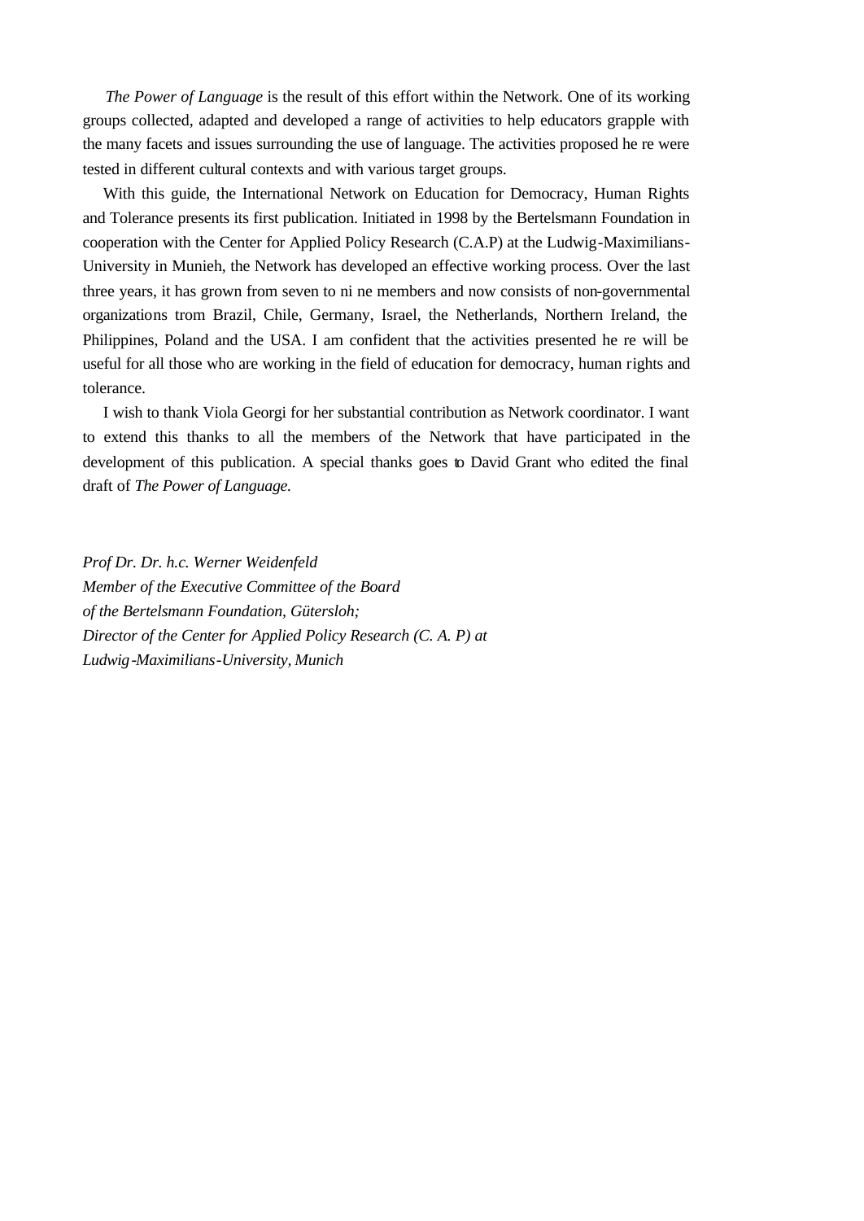*The Power of Language* is the result of this effort within the Network. One of its working groups collected, adapted and developed a range of activities to help educators grapple with the many facets and issues surrounding the use of language. The activities proposed he re were tested in different cultural contexts and with various target groups.

With this guide, the International Network on Education for Democracy, Human Rights and Tolerance presents its first publication. Initiated in 1998 by the Bertelsmann Foundation in cooperation with the Center for Applied Policy Research (C.A.P) at the Ludwig-Maximilians-University in Munieh, the Network has developed an effective working process. Over the last three years, it has grown from seven to ni ne members and now consists of non-governmental organizations trom Brazil, Chile, Germany, Israel, the Netherlands, Northern Ireland, the Philippines, Poland and the USA. I am confident that the activities presented he re will be useful for all those who are working in the field of education for democracy, human rights and tolerance.

I wish to thank Viola Georgi for her substantial contribution as Network coordinator. I want to extend this thanks to all the members of the Network that have participated in the development of this publication. A special thanks goes to David Grant who edited the final draft of *The Power of Language.*

*Prof Dr. Dr. h.c. Werner Weidenfeld*
*Member of the Executive Committee of the Board*
*of the Bertelsmann Foundation, Gütersloh;*
*Director of the Center for Applied Policy Research (C. A. P) at*
*Ludwig-Maximilians-University, Munich*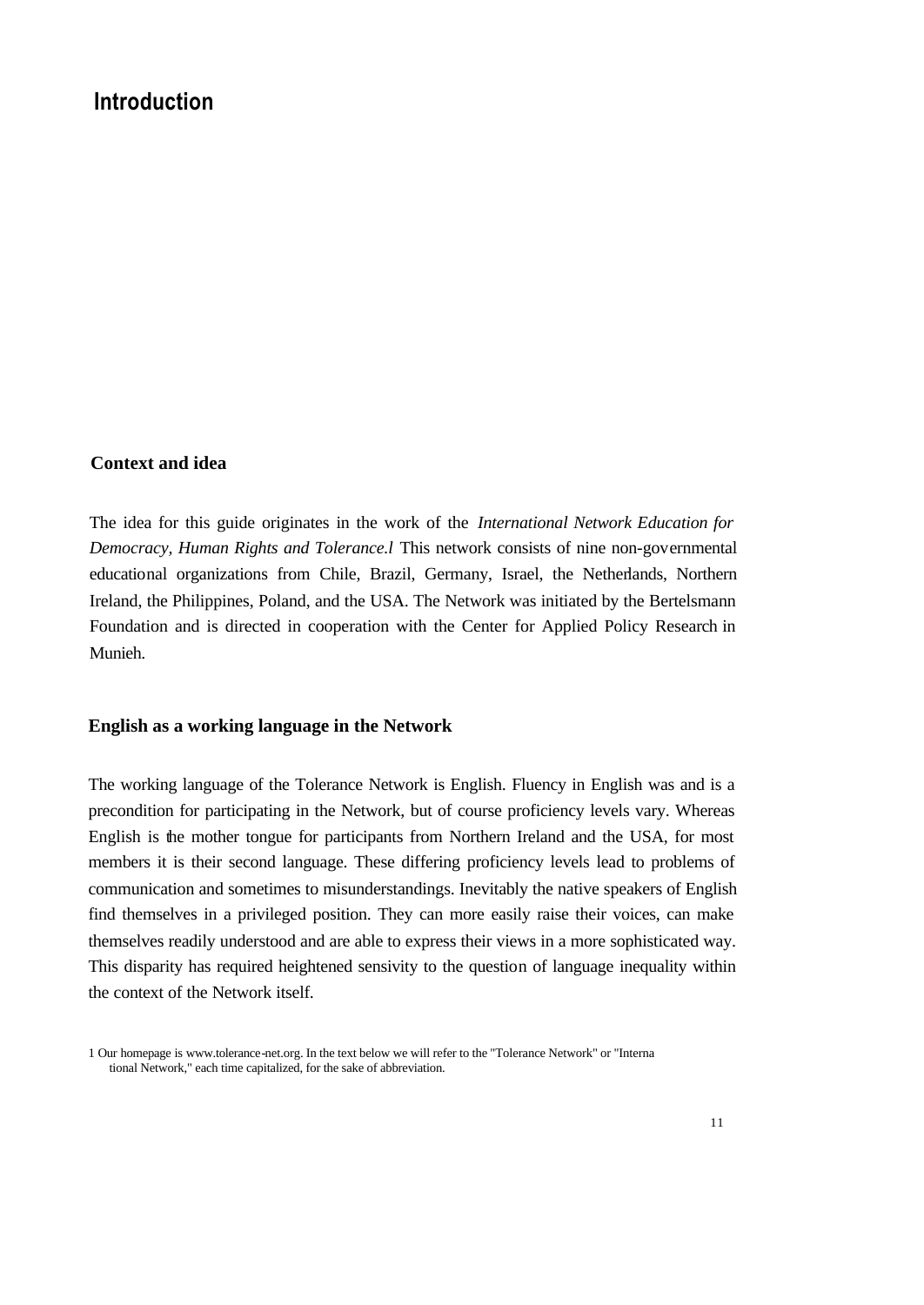# Introduction

## Context and idea

The idea for this guide originates in the work of the *International Network Education for Democracy, Human Rights and Tolerance.l* This network consists of nine non-governmental educational organizations from Chile, Brazil, Germany, Israel, the Netherlands, Northern Ireland, the Philippines, Poland, and the USA. The Network was initiated by the Bertelsmann Foundation and is directed in cooperation with the Center for Applied Policy Research in Munieh.

## English as a working language in the Network

The working language of the Tolerance Network is English. Fluency in English was and is a precondition for participating in the Network, but of course proficiency levels vary. Whereas English is the mother tongue for participants from Northern Ireland and the USA, for most members it is their second language. These differing proficiency levels lead to problems of communication and sometimes to misunderstandings. Inevitably the native speakers of English find themselves in a privileged position. They can more easily raise their voices, can make themselves readily understood and are able to express their views in a more sophisticated way. This disparity has required heightened sensivity to the question of language inequality within the context of the Network itself.

1 Our homepage is www.tolerance-net.org. In the text below we will refer to the "Tolerance Network" or "International Network," each time capitalized, for the sake of abbreviation.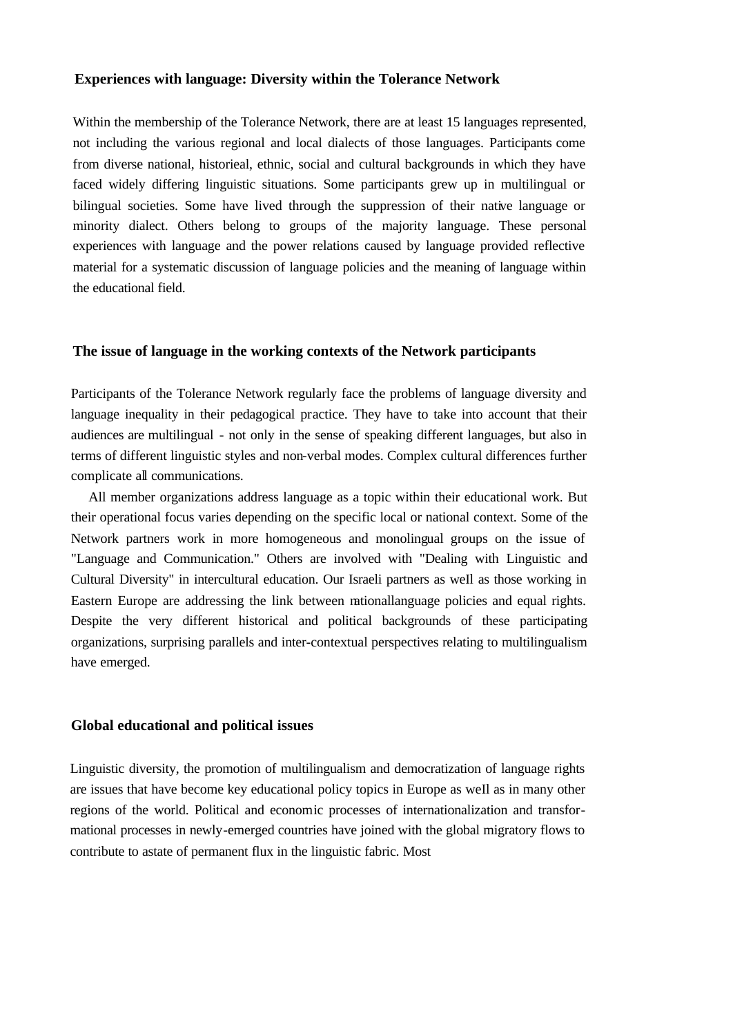### Experiences with language: Diversity within the Tolerance Network

Within the membership of the Tolerance Network, there are at least 15 languages represented, not including the various regional and local dialects of those languages. Participants come from diverse national, historieal, ethnic, social and cultural backgrounds in which they have faced widely differing linguistic situations. Some participants grew up in multilingual or bilingual societies. Some have lived through the suppression of their native language or minority dialect. Others belong to groups of the majority language. These personal experiences with language and the power relations caused by language provided reflective material for a systematic discussion of language policies and the meaning of language within the educational field.

### The issue of language in the working contexts of the Network participants

Participants of the Tolerance Network regularly face the problems of language diversity and language inequality in their pedagogical practice. They have to take into account that their audiences are multilingual - not only in the sense of speaking different languages, but also in terms of different linguistic styles and non-verbal modes. Complex cultural differences further complicate all communications.

All member organizations address language as a topic within their educational work. But their operational focus varies depending on the specific local or national context. Some of the Network partners work in more homogeneous and monolingual groups on the issue of "Language and Communication." Others are involved with "Dealing with Linguistic and Cultural Diversity" in intercultural education. Our Israeli partners as weIl as those working in Eastern Europe are addressing the link between nationallanguage policies and equal rights. Despite the very different historical and political backgrounds of these participating organizations, surprising parallels and inter-contextual perspectives relating to multilingualism have emerged.

### Global educational and political issues

Linguistic diversity, the promotion of multilingualism and democratization of language rights are issues that have become key educational policy topics in Europe as weIl as in many other regions of the world. Political and economic processes of internationalization and transformational processes in newly-emerged countries have joined with the global migratory flows to contribute to astate of permanent flux in the linguistic fabric. Most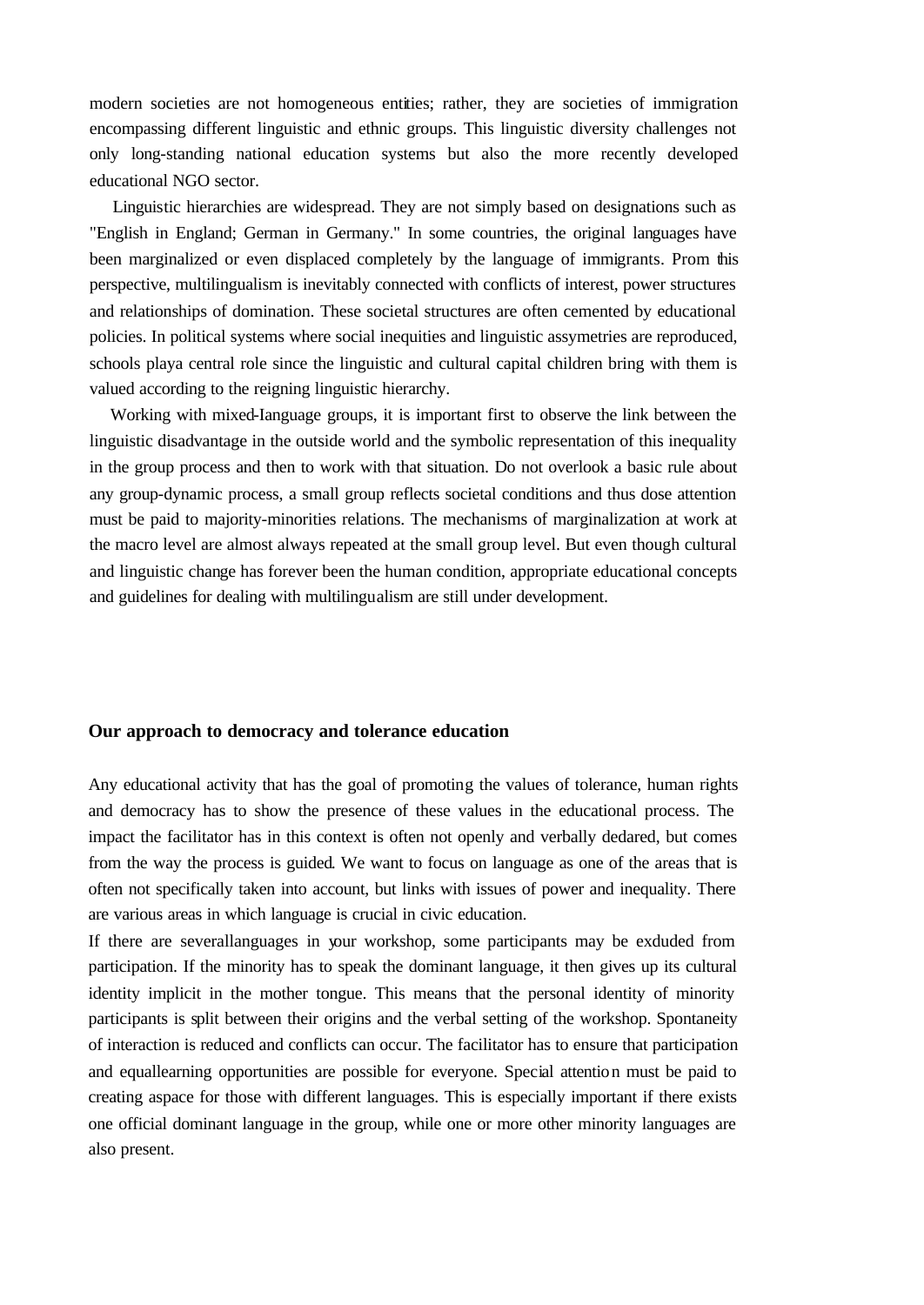modern societies are not homogeneous entities; rather, they are societies of immigration encompassing different linguistic and ethnic groups. This linguistic diversity challenges not only long-standing national education systems but also the more recently developed educational NGO sector.

Linguistic hierarchies are widespread. They are not simply based on designations such as "English in England; German in Germany." In some countries, the original languages have been marginalized or even displaced completely by the language of immigrants. Prom this perspective, multilingualism is inevitably connected with conflicts of interest, power structures and relationships of domination. These societal structures are often cemented by educational policies. In political systems where social inequities and linguistic assymetries are reproduced, schools playa central role since the linguistic and cultural capital children bring with them is valued according to the reigning linguistic hierarchy.

Working with mixed-Ianguage groups, it is important first to observe the link between the linguistic disadvantage in the outside world and the symbolic representation of this inequality in the group process and then to work with that situation. Do not overlook a basic rule about any group-dynamic process, a small group reflects societal conditions and thus dose attention must be paid to majority-minorities relations. The mechanisms of marginalization at work at the macro level are almost always repeated at the small group level. But even though cultural and linguistic change has forever been the human condition, appropriate educational concepts and guidelines for dealing with multilingualism are still under development.

## Our approach to democracy and tolerance education

Any educational activity that has the goal of promoting the values of tolerance, human rights and democracy has to show the presence of these values in the educational process. The impact the facilitator has in this context is often not openly and verbally dedared, but comes from the way the process is guided. We want to focus on language as one of the areas that is often not specifically taken into account, but links with issues of power and inequality. There are various areas in which language is crucial in civic education.

If there are severallanguages in your workshop, some participants may be exduded from participation. If the minority has to speak the dominant language, it then gives up its cultural identity implicit in the mother tongue. This means that the personal identity of minority participants is split between their origins and the verbal setting of the workshop. Spontaneity of interaction is reduced and conflicts can occur. The facilitator has to ensure that participation and equallearning opportunities are possible for everyone. Special attention must be paid to creating aspace for those with different languages. This is especially important if there exists one official dominant language in the group, while one or more other minority languages are also present.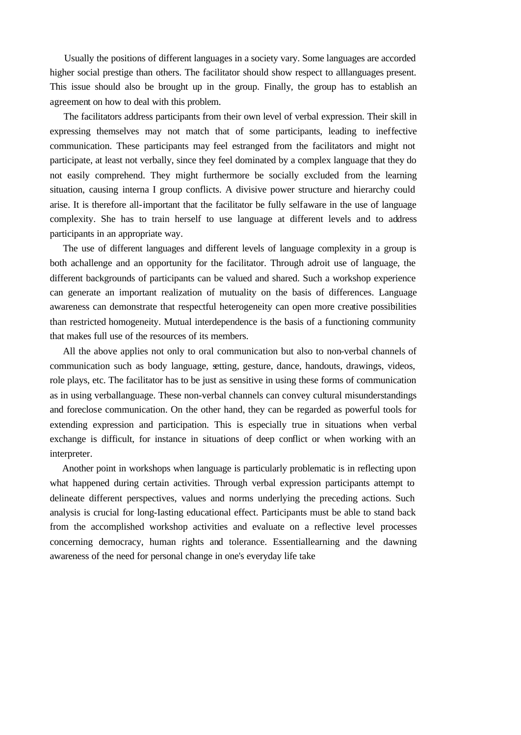Usually the positions of different languages in a society vary. Some languages are accorded higher social prestige than others. The facilitator should show respect to alllanguages present. This issue should also be brought up in the group. Finally, the group has to establish an agreement on how to deal with this problem.

The facilitators address participants from their own level of verbal expression. Their skill in expressing themselves may not match that of some participants, leading to ineffective communication. These participants may feel estranged from the facilitators and might not participate, at least not verbally, since they feel dominated by a complex language that they do not easily comprehend. They might furthermore be socially excluded from the learning situation, causing interna I group conflicts. A divisive power structure and hierarchy could arise. It is therefore all-important that the facilitator be fully selfaware in the use of language complexity. She has to train herself to use language at different levels and to address participants in an appropriate way.

The use of different languages and different levels of language complexity in a group is both achallenge and an opportunity for the facilitator. Through adroit use of language, the different backgrounds of participants can be valued and shared. Such a workshop experience can generate an important realization of mutuality on the basis of differences. Language awareness can demonstrate that respectful heterogeneity can open more creative possibilities than restricted homogeneity. Mutual interdependence is the basis of a functioning community that makes full use of the resources of its members.

All the above applies not only to oral communication but also to non-verbal channels of communication such as body language, setting, gesture, dance, handouts, drawings, videos, role plays, etc. The facilitator has to be just as sensitive in using these forms of communication as in using verballanguage. These non-verbal channels can convey cultural misunderstandings and foreclose communication. On the other hand, they can be regarded as powerful tools for extending expression and participation. This is especially true in situations when verbal exchange is difficult, for instance in situations of deep conflict or when working with an interpreter.

Another point in workshops when language is particularly problematic is in reflecting upon what happened during certain activities. Through verbal expression participants attempt to delineate different perspectives, values and norms underlying the preceding actions. Such analysis is crucial for long-Iasting educational effect. Participants must be able to stand back from the accomplished workshop activities and evaluate on a reflective level processes concerning democracy, human rights and tolerance. Essentiallearning and the dawning awareness of the need for personal change in one's everyday life take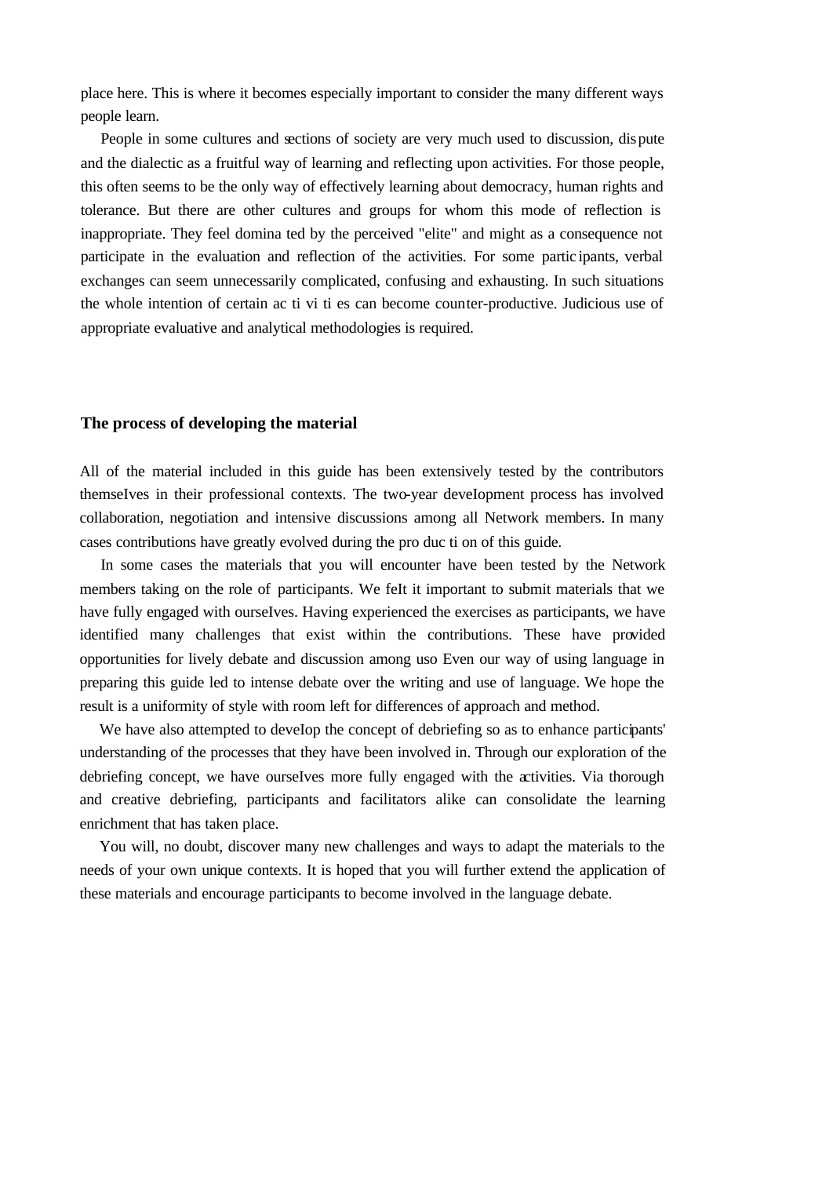place here. This is where it becomes especially important to consider the many different ways people learn.

People in some cultures and sections of society are very much used to discussion, dispute and the dialectic as a fruitful way of learning and reflecting upon activities. For those people, this often seems to be the only way of effectively learning about democracy, human rights and tolerance. But there are other cultures and groups for whom this mode of reflection is inappropriate. They feel dominated by the perceived "elite" and might as a consequence not participate in the evaluation and reflection of the activities. For some participants, verbal exchanges can seem unnecessarily complicated, confusing and exhausting. In such situations the whole intention of certain activities can become counter-productive. Judicious use of appropriate evaluative and analytical methodologies is required.

## The process of developing the material

All of the material included in this guide has been extensively tested by the contributors themselves in their professional contexts. The two-year development process has involved collaboration, negotiation and intensive discussions among all Network members. In many cases contributions have greatly evolved during the production of this guide.

In some cases the materials that you will encounter have been tested by the Network members taking on the role of participants. We felt it important to submit materials that we have fully engaged with ourselves. Having experienced the exercises as participants, we have identified many challenges that exist within the contributions. These have provided opportunities for lively debate and discussion among uso Even our way of using language in preparing this guide led to intense debate over the writing and use of language. We hope the result is a uniformity of style with room left for differences of approach and method.

We have also attempted to develop the concept of debriefing so as to enhance participants' understanding of the processes that they have been involved in. Through our exploration of the debriefing concept, we have ourselves more fully engaged with the activities. Via thorough and creative debriefing, participants and facilitators alike can consolidate the learning enrichment that has taken place.

You will, no doubt, discover many new challenges and ways to adapt the materials to the needs of your own unique contexts. It is hoped that you will further extend the application of these materials and encourage participants to become involved in the language debate.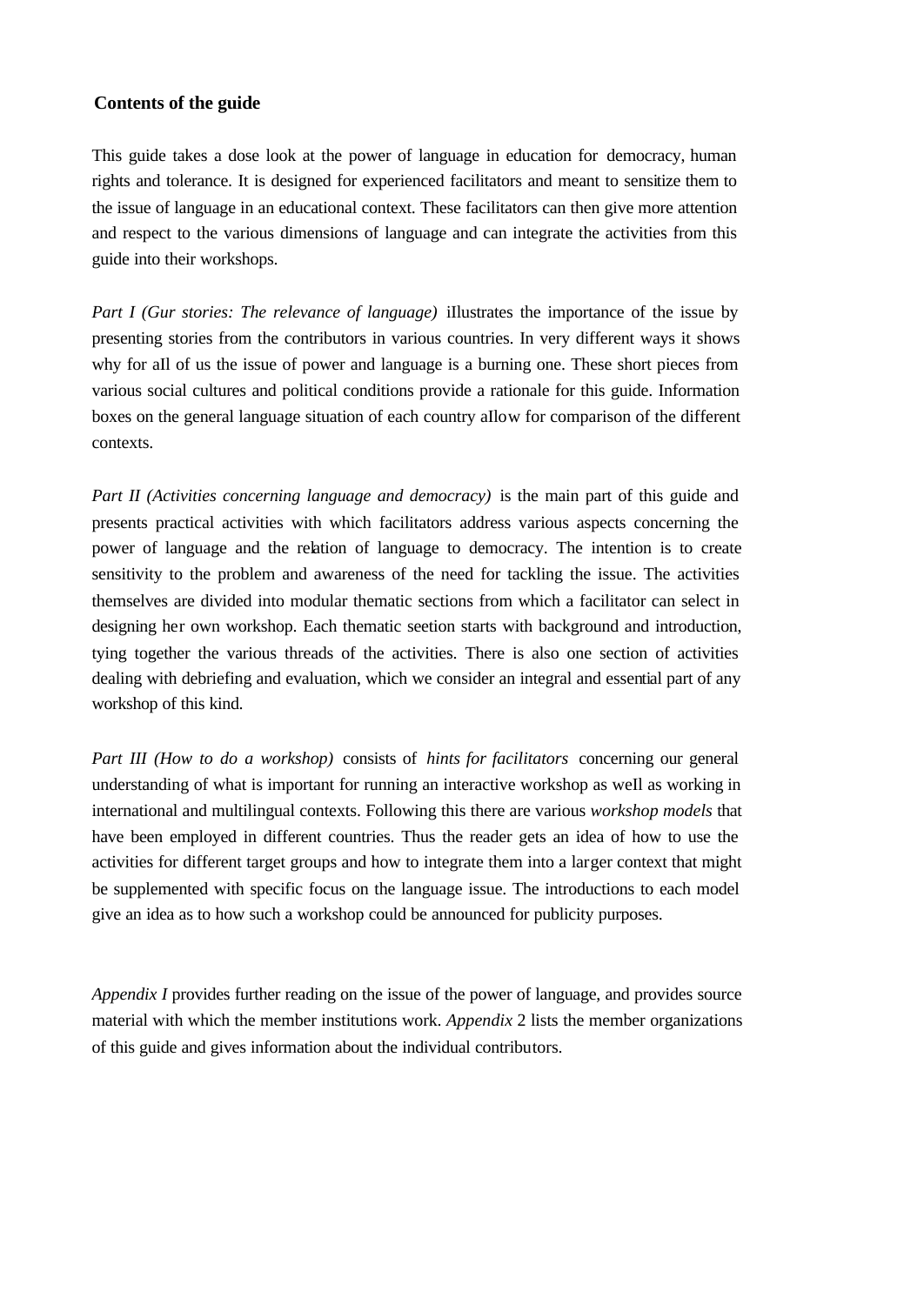## Contents of the guide

This guide takes a dose look at the power of language in education for democracy, human rights and tolerance. It is designed for experienced facilitators and meant to sensitize them to the issue of language in an educational context. These facilitators can then give more attention and respect to the various dimensions of language and can integrate the activities from this guide into their workshops.

*Part I (Gur stories: The relevance of language)* iIlustrates the importance of the issue by presenting stories from the contributors in various countries. In very different ways it shows why for aIl of us the issue of power and language is a burning one. These short pieces from various social cultures and political conditions provide a rationale for this guide. Information boxes on the general language situation of each country aIlow for comparison of the different contexts.

*Part II (Activities concerning language and democracy)* is the main part of this guide and presents practical activities with which facilitators address various aspects concerning the power of language and the relation of language to democracy. The intention is to create sensitivity to the problem and awareness of the need for tackling the issue. The activities themselves are divided into modular thematic sections from which a facilitator can select in designing her own workshop. Each thematic seetion starts with background and introduction, tying together the various threads of the activities. There is also one section of activities dealing with debriefing and evaluation, which we consider an integral and essential part of any workshop of this kind.

*Part III (How to do a workshop)* consists of *hints for facilitators* concerning our general understanding of what is important for running an interactive workshop as weIl as working in international and multilingual contexts. Following this there are various *workshop models* that have been employed in different countries. Thus the reader gets an idea of how to use the activities for different target groups and how to integrate them into a larger context that might be supplemented with specific focus on the language issue. The introductions to each model give an idea as to how such a workshop could be announced for publicity purposes.

*Appendix I* provides further reading on the issue of the power of language, and provides source material with which the member institutions work. *Appendix* 2 lists the member organizations of this guide and gives information about the individual contributors.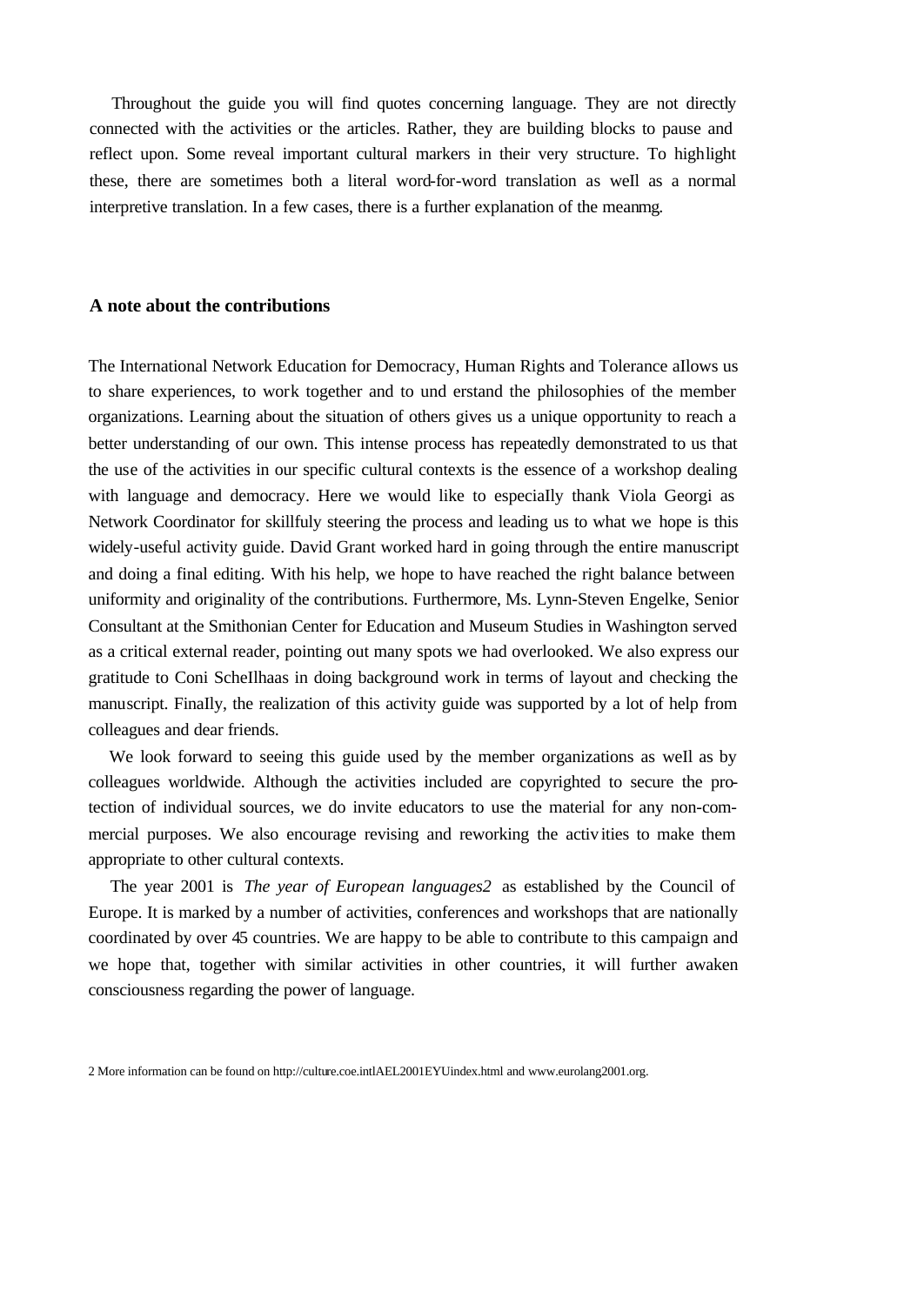Throughout the guide you will find quotes concerning language. They are not directly connected with the activities or the articles. Rather, they are building blocks to pause and reflect upon. Some reveal important cultural markers in their very structure. To highlight these, there are sometimes both a literal word-for-word translation as weIl as a normal interpretive translation. In a few cases, there is a further explanation of the meanmg.

### A note about the contributions

The International Network Education for Democracy, Human Rights and Tolerance aIlows us to share experiences, to work together and to und erstand the philosophies of the member organizations. Learning about the situation of others gives us a unique opportunity to reach a better understanding of our own. This intense process has repeatedly demonstrated to us that the use of the activities in our specific cultural contexts is the essence of a workshop dealing with language and democracy. Here we would like to especiaIly thank Viola Georgi as Network Coordinator for skillfuly steering the process and leading us to what we hope is this widely-useful activity guide. David Grant worked hard in going through the entire manuscript and doing a final editing. With his help, we hope to have reached the right balance between uniformity and originality of the contributions. Furthermore, Ms. Lynn-Steven Engelke, Senior Consultant at the Smithonian Center for Education and Museum Studies in Washington served as a critical external reader, pointing out many spots we had overlooked. We also express our gratitude to Coni ScheIlhaas in doing background work in terms of layout and checking the manuscript. FinaIly, the realization of this activity guide was supported by a lot of help from colleagues and dear friends.

We look forward to seeing this guide used by the member organizations as weIl as by colleagues worldwide. Although the activities included are copyrighted to secure the protection of individual sources, we do invite educators to use the material for any non-commercial purposes. We also encourage revising and reworking the activities to make them appropriate to other cultural contexts.

The year 2001 is *The year of European languages*[2] as established by the Council of Europe. It is marked by a number of activities, conferences and workshops that are nationally coordinated by over 45 countries. We are happy to be able to contribute to this campaign and we hope that, together with similar activities in other countries, it will further awaken consciousness regarding the power of language.

2 More information can be found on http://culture.coe.intlAEL2001EYUindex.html and www.eurolang2001.org.